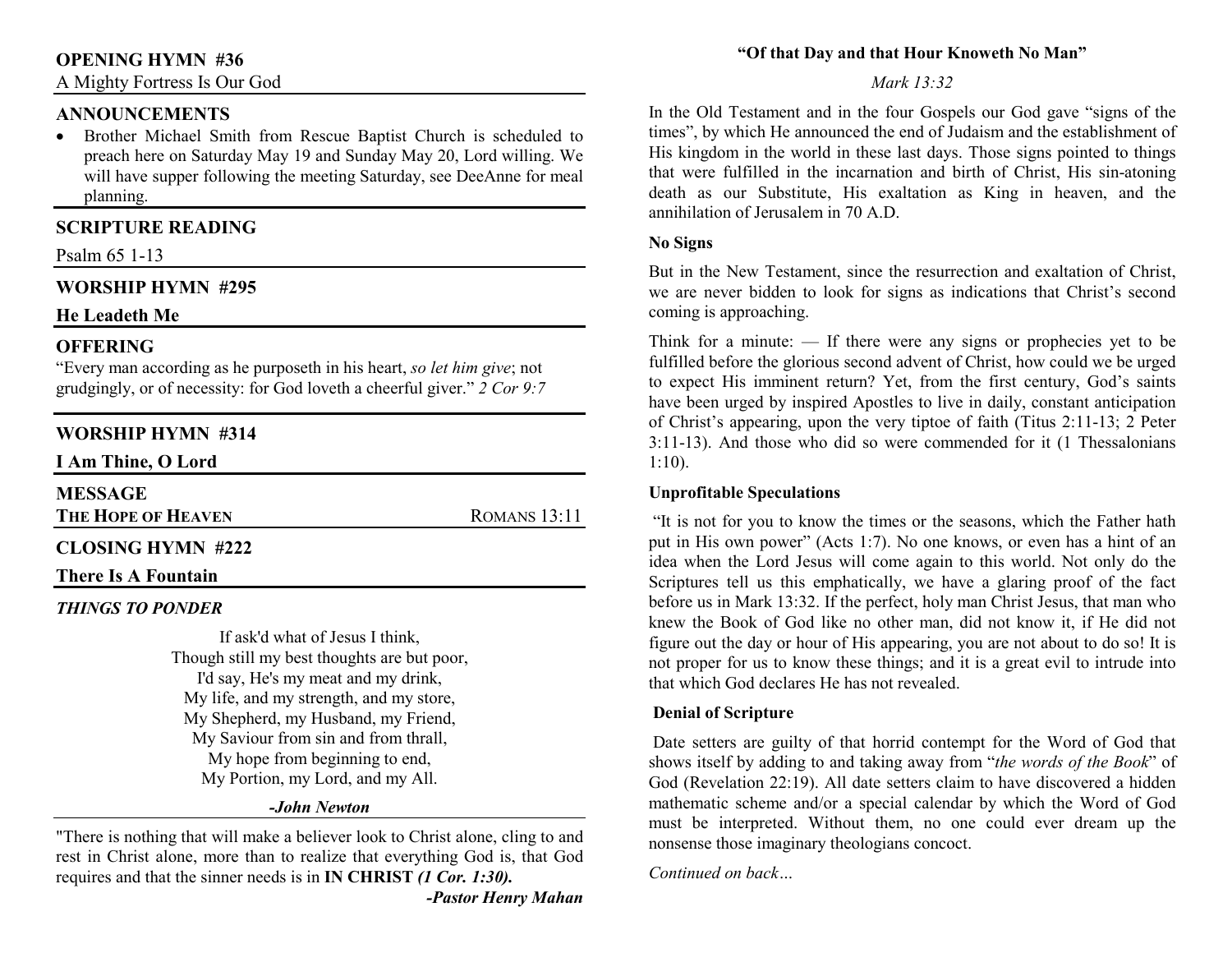## OPENING HYMN #36

A Mighty Fortress Is Our God

## ANNOUNCEMENTS

- Brother Michael Smith from Rescue Baptist Church is scheduled to preach here on Saturday May 19 and Sunday May 20, Lord willing. We will have supper following the meeting Saturday, see DeeAnne for meal planning.

## SCRIPTURE READING

Psalm 65 1-13

## WORSHIP HYMN #295

**He Leadeth Me**

## OFFERING

"Every man according as he purposeth in his heart, *so let him give*; not grudgingly, or of necessity: for God loveth a cheerful giver." *2 Cor 9:7*

## WORSHIP HYMN #314

**I Am Thine, O Lord**

## MESSAGE

**THE HOPE OF HEAVEN** ROMANS 13:11

## CLOSING HYMN #222

**There Is A Fountain**

### *THINGS TO PONDER*

If ask'd what of Jesus I think,
Though still my best thoughts are but poor,
I'd say, He's my meat and my drink,
My life, and my strength, and my store,
My Shepherd, my Husband, my Friend,
My Saviour from sin and from thrall,
My hope from beginning to end,
My Portion, my Lord, and my All.

***-John Newton***

"There is nothing that will make a believer look to Christ alone, cling to and rest in Christ alone, more than to realize that everything God is, that God requires and that the sinner needs is in **IN CHRIST** ***(1 Cor. 1:30).***

***-Pastor Henry Mahan***

## "Of that Day and that Hour Knoweth No Man"

*Mark 13:32*

In the Old Testament and in the four Gospels our God gave "signs of the times", by which He announced the end of Judaism and the establishment of His kingdom in the world in these last days. Those signs pointed to things that were fulfilled in the incarnation and birth of Christ, His sin-atoning death as our Substitute, His exaltation as King in heaven, and the annihilation of Jerusalem in 70 A.D.

### No Signs

But in the New Testament, since the resurrection and exaltation of Christ, we are never bidden to look for signs as indications that Christ's second coming is approaching.

Think for a minute: — If there were any signs or prophecies yet to be fulfilled before the glorious second advent of Christ, how could we be urged to expect His imminent return? Yet, from the first century, God's saints have been urged by inspired Apostles to live in daily, constant anticipation of Christ's appearing, upon the very tiptoe of faith (Titus 2:11-13; 2 Peter 3:11-13). And those who did so were commended for it (1 Thessalonians 1:10).

### Unprofitable Speculations

"It is not for you to know the times or the seasons, which the Father hath put in His own power" (Acts 1:7). No one knows, or even has a hint of an idea when the Lord Jesus will come again to this world. Not only do the Scriptures tell us this emphatically, we have a glaring proof of the fact before us in Mark 13:32. If the perfect, holy man Christ Jesus, that man who knew the Book of God like no other man, did not know it, if He did not figure out the day or hour of His appearing, you are not about to do so! It is not proper for us to know these things; and it is a great evil to intrude into that which God declares He has not revealed.

### Denial of Scripture

Date setters are guilty of that horrid contempt for the Word of God that shows itself by adding to and taking away from "*the words of the Book*" of God (Revelation 22:19). All date setters claim to have discovered a hidden mathematic scheme and/or a special calendar by which the Word of God must be interpreted. Without them, no one could ever dream up the nonsense those imaginary theologians concoct.

*Continued on back…*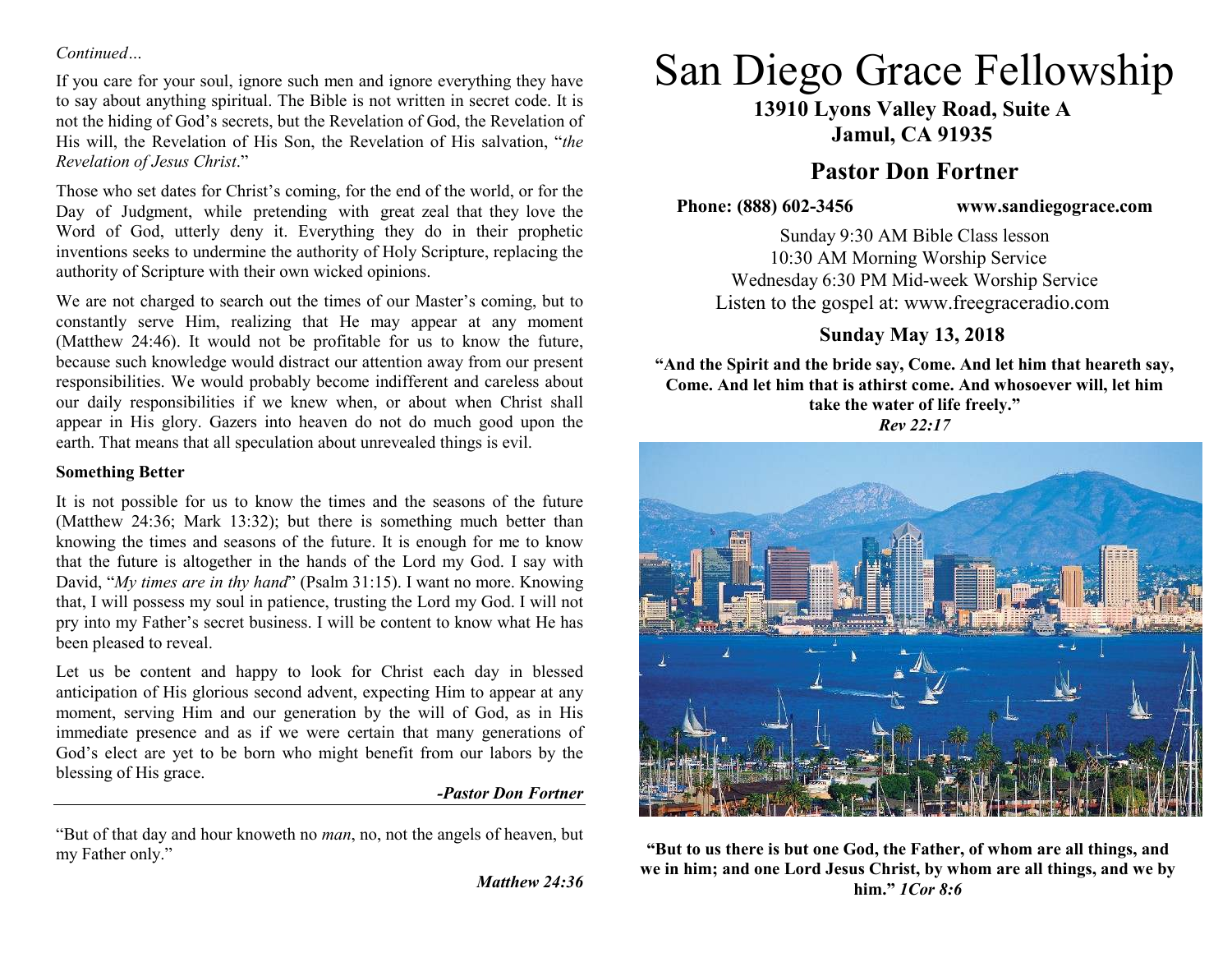*Continued…*

If you care for your soul, ignore such men and ignore everything they have to say about anything spiritual. The Bible is not written in secret code. It is not the hiding of God's secrets, but the Revelation of God, the Revelation of His will, the Revelation of His Son, the Revelation of His salvation, "*the Revelation of Jesus Christ*."

Those who set dates for Christ's coming, for the end of the world, or for the Day of Judgment, while pretending with great zeal that they love the Word of God, utterly deny it. Everything they do in their prophetic inventions seeks to undermine the authority of Holy Scripture, replacing the authority of Scripture with their own wicked opinions.

We are not charged to search out the times of our Master's coming, but to constantly serve Him, realizing that He may appear at any moment (Matthew 24:46). It would not be profitable for us to know the future, because such knowledge would distract our attention away from our present responsibilities. We would probably become indifferent and careless about our daily responsibilities if we knew when, or about when Christ shall appear in His glory. Gazers into heaven do not do much good upon the earth. That means that all speculation about unrevealed things is evil.

**Something Better**

It is not possible for us to know the times and the seasons of the future (Matthew 24:36; Mark 13:32); but there is something much better than knowing the times and seasons of the future. It is enough for me to know that the future is altogether in the hands of the Lord my God. I say with David, "*My times are in thy hand*" (Psalm 31:15). I want no more. Knowing that, I will possess my soul in patience, trusting the Lord my God. I will not pry into my Father's secret business. I will be content to know what He has been pleased to reveal.

Let us be content and happy to look for Christ each day in blessed anticipation of His glorious second advent, expecting Him to appear at any moment, serving Him and our generation by the will of God, as in His immediate presence and as if we were certain that many generations of God's elect are yet to be born who might benefit from our labors by the blessing of His grace.

***-Pastor Don Fortner***

---

"But of that day and hour knoweth no *man*, no, not the angels of heaven, but my Father only."

***Matthew 24:36***

# San Diego Grace Fellowship

**13910 Lyons Valley Road, Suite A**
**Jamul, CA 91935**

## Pastor Don Fortner

**Phone: (888) 602-3456** **www.sandiegograce.com**

Sunday 9:30 AM Bible Class lesson
10:30 AM Morning Worship Service
Wednesday 6:30 PM Mid-week Worship Service
Listen to the gospel at: www.freegraceradio.com

### Sunday May 13, 2018

**"And the Spirit and the bride say, Come. And let him that heareth say, Come. And let him that is athirst come. And whosoever will, let him take the water of life freely."**
***Rev 22:17***

**"But to us there is but one God, the Father, of whom are all things, and we in him; and one Lord Jesus Christ, by whom are all things, and we by him."** ***1Cor 8:6***